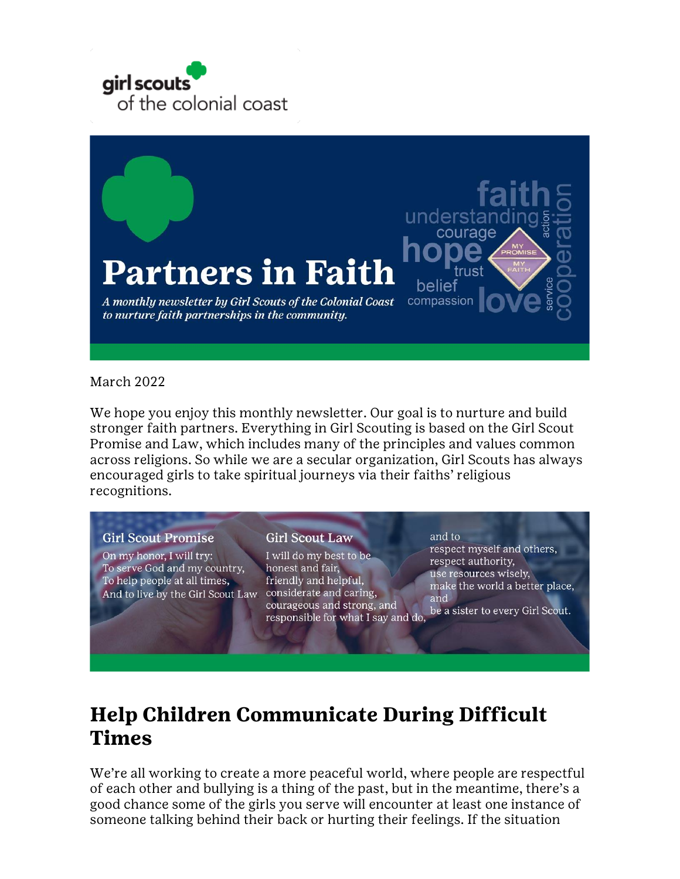girl scouts of the colonial coast

# Partners in Faith

*A monthly newsletter by Girl Scouts of the Colonial Coast to nurture faith partnerships in the community.*

March 2022

We hope you enjoy this monthly newsletter. Our goal is to nurture and build stronger faith partners. Everything in Girl Scouting is based on the Girl Scout Promise and Law, which includes many of the principles and values common across religions. So while we are a secular organization, Girl Scouts has always encouraged girls to take spiritual journeys via their faiths' religious recognitions.

**Girl Scout Promise**

On my honor, I will try:
To serve God and my country,
To help people at all times,
And to live by the Girl Scout Law

**Girl Scout Law**

I will do my best to be
honest and fair,
friendly and helpful,
considerate and caring,
courageous and strong, and
responsible for what I say and do,
and to
respect myself and others,
respect authority,
use resources wisely,
make the world a better place, and
be a sister to every Girl Scout.

## Help Children Communicate During Difficult Times

We're all working to create a more peaceful world, where people are respectful of each other and bullying is a thing of the past, but in the meantime, there's a good chance some of the girls you serve will encounter at least one instance of someone talking behind their back or hurting their feelings. If the situation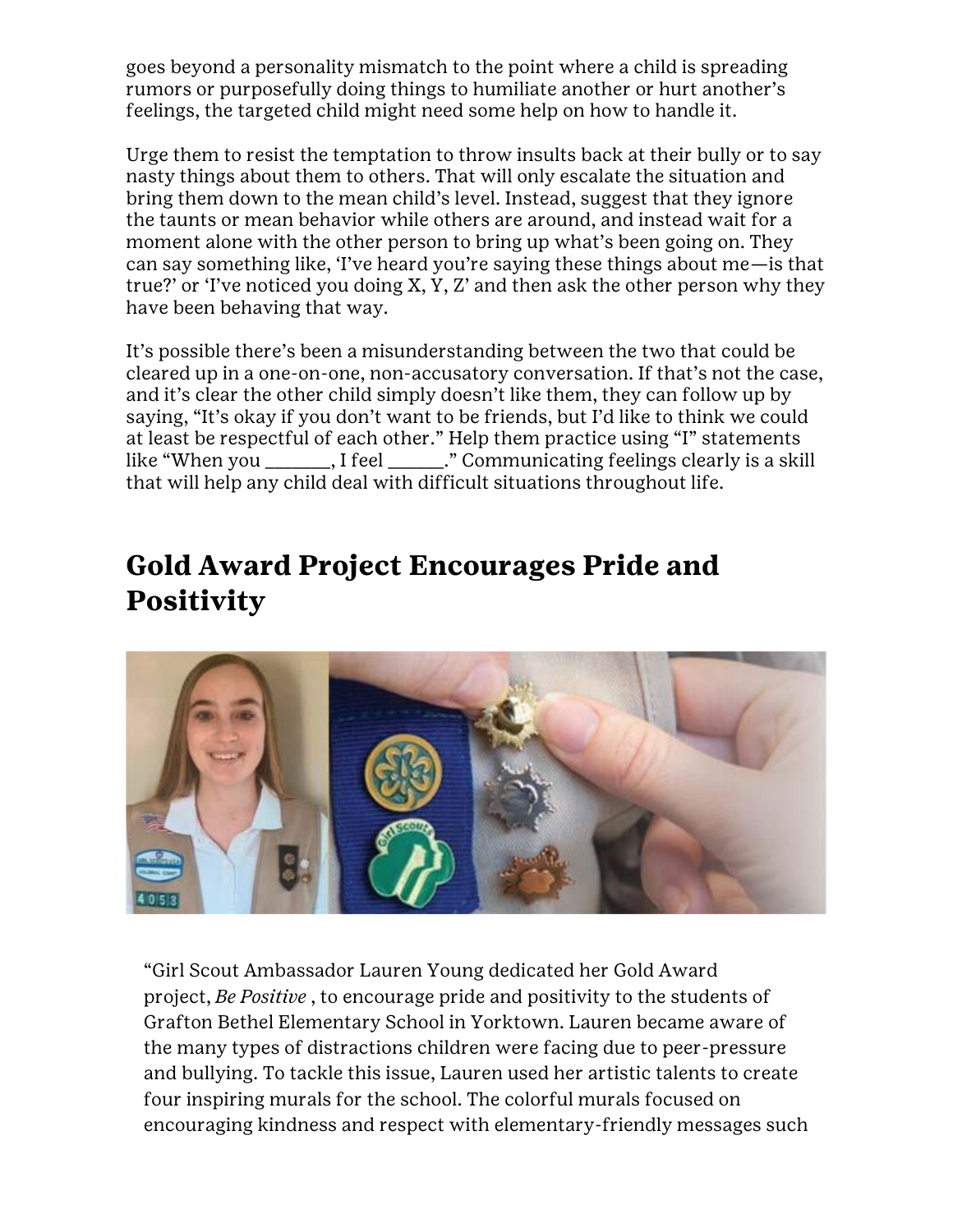goes beyond a personality mismatch to the point where a child is spreading rumors or purposefully doing things to humiliate another or hurt another's feelings, the targeted child might need some help on how to handle it.

Urge them to resist the temptation to throw insults back at their bully or to say nasty things about them to others. That will only escalate the situation and bring them down to the mean child's level. Instead, suggest that they ignore the taunts or mean behavior while others are around, and instead wait for a moment alone with the other person to bring up what's been going on. They can say something like, 'I've heard you're saying these things about me—is that true?' or 'I've noticed you doing X, Y, Z' and then ask the other person why they have been behaving that way.

It's possible there's been a misunderstanding between the two that could be cleared up in a one-on-one, non-accusatory conversation. If that's not the case, and it's clear the other child simply doesn't like them, they can follow up by saying, "It's okay if you don't want to be friends, but I'd like to think we could at least be respectful of each other." Help them practice using "I" statements like "When you _______, I feel ______." Communicating feelings clearly is a skill that will help any child deal with difficult situations throughout life.

## Gold Award Project Encourages Pride and Positivity

"Girl Scout Ambassador Lauren Young dedicated her Gold Award project, *Be Positive* , to encourage pride and positivity to the students of Grafton Bethel Elementary School in Yorktown. Lauren became aware of the many types of distractions children were facing due to peer-pressure and bullying. To tackle this issue, Lauren used her artistic talents to create four inspiring murals for the school. The colorful murals focused on encouraging kindness and respect with elementary-friendly messages such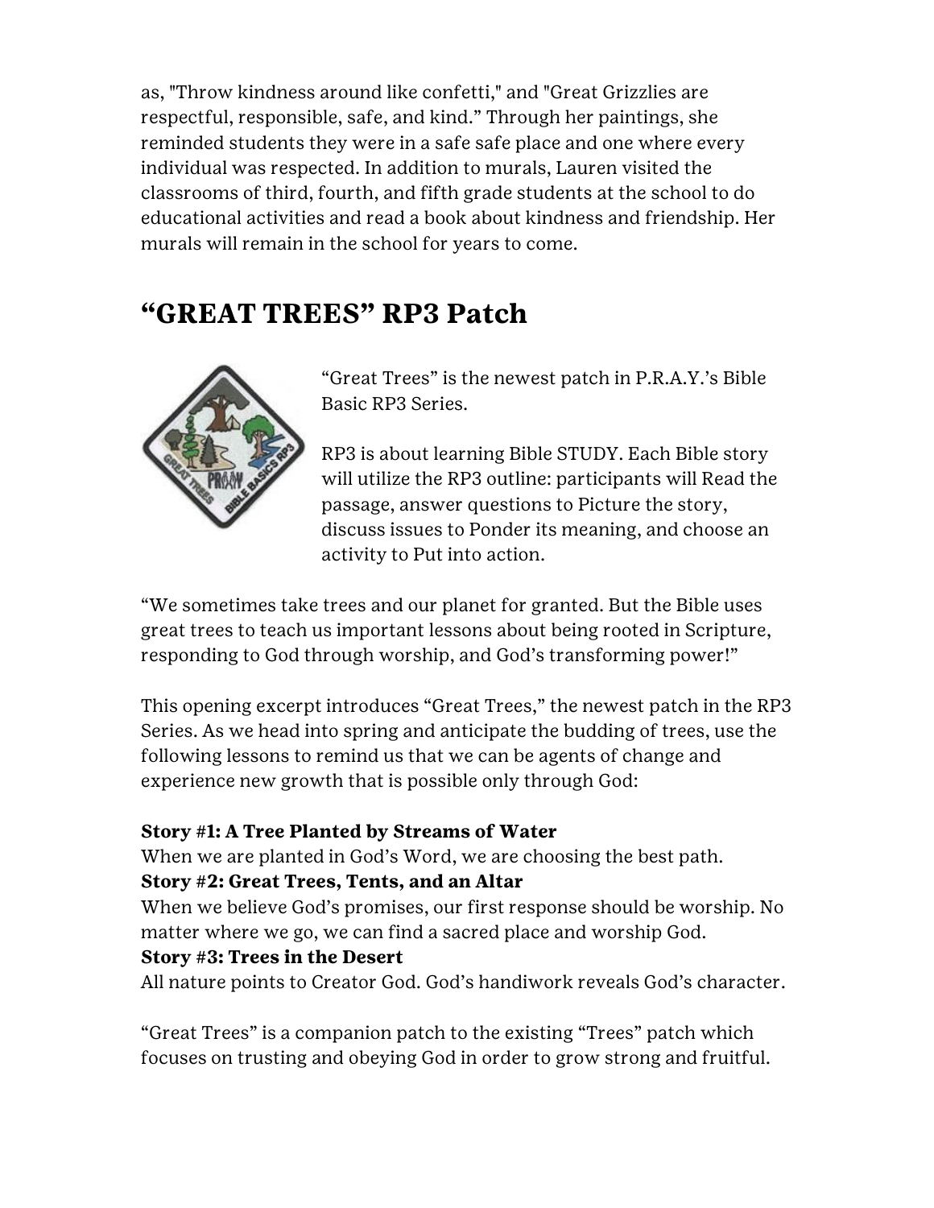as, "Throw kindness around like confetti," and "Great Grizzlies are respectful, responsible, safe, and kind." Through her paintings, she reminded students they were in a safe safe place and one where every individual was respected. In addition to murals, Lauren visited the classrooms of third, fourth, and fifth grade students at the school to do educational activities and read a book about kindness and friendship. Her murals will remain in the school for years to come.

## "GREAT TREES" RP3 Patch

"Great Trees" is the newest patch in P.R.A.Y.'s Bible Basic RP3 Series.

RP3 is about learning Bible STUDY. Each Bible story will utilize the RP3 outline: participants will Read the passage, answer questions to Picture the story, discuss issues to Ponder its meaning, and choose an activity to Put into action.

"We sometimes take trees and our planet for granted. But the Bible uses great trees to teach us important lessons about being rooted in Scripture, responding to God through worship, and God's transforming power!"

This opening excerpt introduces "Great Trees," the newest patch in the RP3 Series. As we head into spring and anticipate the budding of trees, use the following lessons to remind us that we can be agents of change and experience new growth that is possible only through God:

**Story #1: A Tree Planted by Streams of Water**
When we are planted in God's Word, we are choosing the best path.
**Story #2: Great Trees, Tents, and an Altar**
When we believe God's promises, our first response should be worship. No matter where we go, we can find a sacred place and worship God.
**Story #3: Trees in the Desert**
All nature points to Creator God. God's handiwork reveals God's character.

"Great Trees" is a companion patch to the existing "Trees" patch which focuses on trusting and obeying God in order to grow strong and fruitful.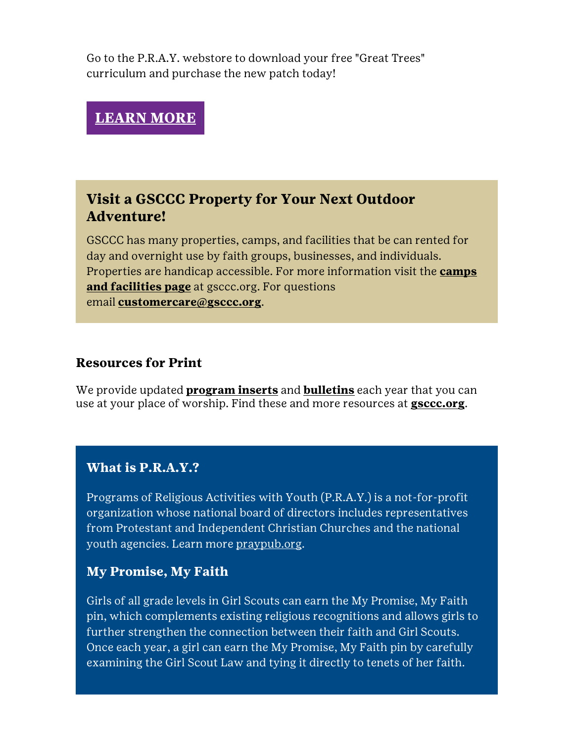Go to the P.R.A.Y. webstore to download your free "Great Trees" curriculum and purchase the new patch today!

**LEARN MORE**

## Visit a GSCCC Property for Your Next Outdoor Adventure!

GSCCC has many properties, camps, and facilities that be can rented for day and overnight use by faith groups, businesses, and individuals. Properties are handicap accessible. For more information visit the **camps and facilities page** at gsccc.org. For questions email **customercare@gsccc.org**.

## Resources for Print

We provide updated **program inserts** and **bulletins** each year that you can use at your place of worship. Find these and more resources at **gsccc.org**.

## What is P.R.A.Y.?

Programs of Religious Activities with Youth (P.R.A.Y.) is a not-for-profit organization whose national board of directors includes representatives from Protestant and Independent Christian Churches and the national youth agencies. Learn more praypub.org.

## My Promise, My Faith

Girls of all grade levels in Girl Scouts can earn the My Promise, My Faith pin, which complements existing religious recognitions and allows girls to further strengthen the connection between their faith and Girl Scouts. Once each year, a girl can earn the My Promise, My Faith pin by carefully examining the Girl Scout Law and tying it directly to tenets of her faith.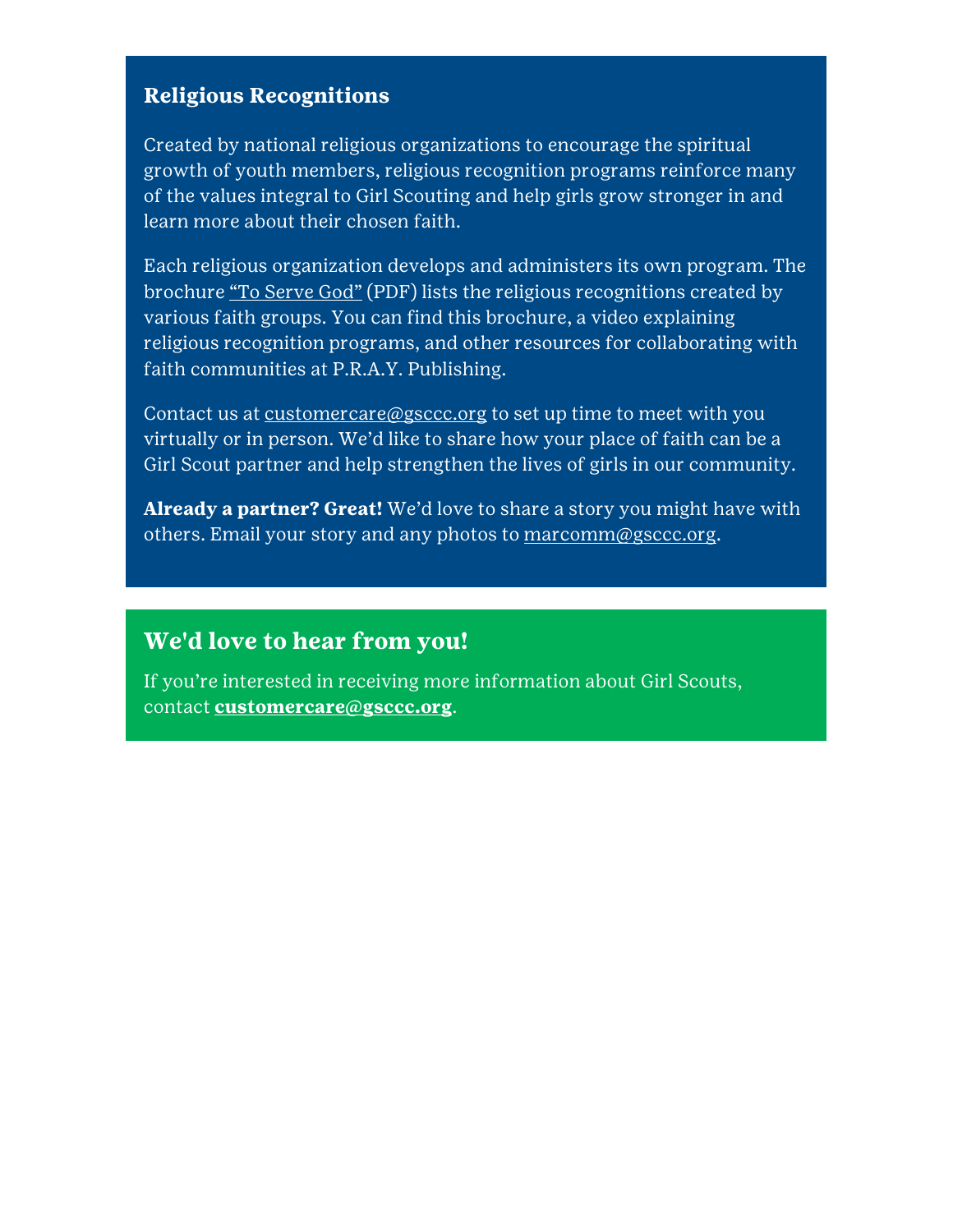### Religious Recognitions

Created by national religious organizations to encourage the spiritual growth of youth members, religious recognition programs reinforce many of the values integral to Girl Scouting and help girls grow stronger in and learn more about their chosen faith.

Each religious organization develops and administers its own program. The brochure "To Serve God" (PDF) lists the religious recognitions created by various faith groups. You can find this brochure, a video explaining religious recognition programs, and other resources for collaborating with faith communities at P.R.A.Y. Publishing.

Contact us at customercare@gsccc.org to set up time to meet with you virtually or in person. We'd like to share how your place of faith can be a Girl Scout partner and help strengthen the lives of girls in our community.

**Already a partner? Great!** We'd love to share a story you might have with others. Email your story and any photos to marcomm@gsccc.org.

## We'd love to hear from you!

If you're interested in receiving more information about Girl Scouts, contact **customercare@gsccc.org**.